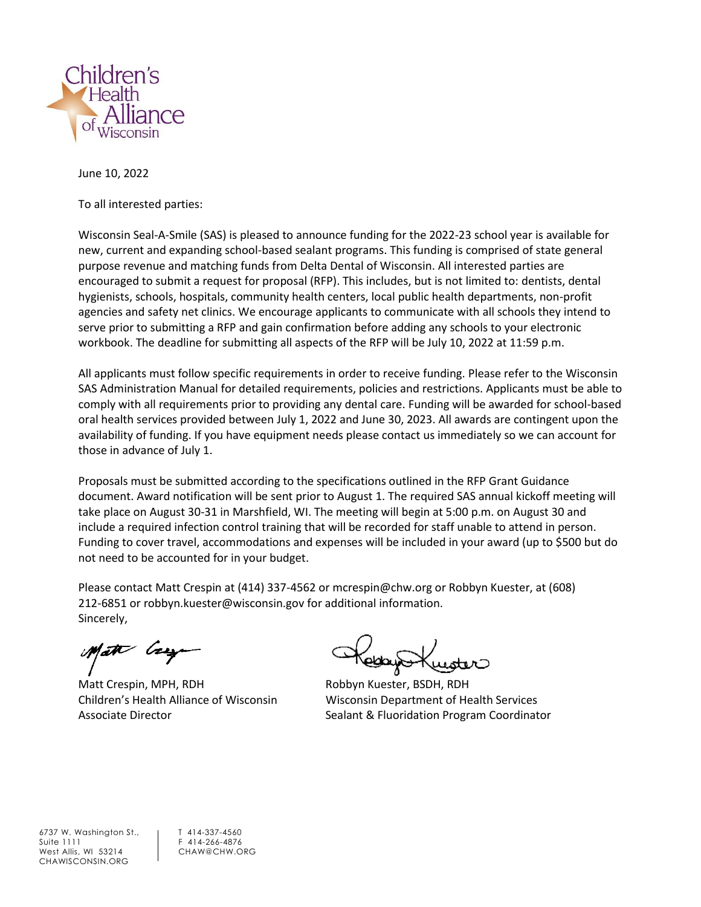Children's Health Alliance of Wisconsin

June 10, 2022

To all interested parties:

Wisconsin Seal-A-Smile (SAS) is pleased to announce funding for the 2022-23 school year is available for new, current and expanding school-based sealant programs. This funding is comprised of state general purpose revenue and matching funds from Delta Dental of Wisconsin. All interested parties are encouraged to submit a request for proposal (RFP). This includes, but is not limited to: dentists, dental hygienists, schools, hospitals, community health centers, local public health departments, non-profit agencies and safety net clinics. We encourage applicants to communicate with all schools they intend to serve prior to submitting a RFP and gain confirmation before adding any schools to your electronic workbook. The deadline for submitting all aspects of the RFP will be July 10, 2022 at 11:59 p.m.

All applicants must follow specific requirements in order to receive funding. Please refer to the Wisconsin SAS Administration Manual for detailed requirements, policies and restrictions. Applicants must be able to comply with all requirements prior to providing any dental care. Funding will be awarded for school-based oral health services provided between July 1, 2022 and June 30, 2023. All awards are contingent upon the availability of funding. If you have equipment needs please contact us immediately so we can account for those in advance of July 1.

Proposals must be submitted according to the specifications outlined in the RFP Grant Guidance document. Award notification will be sent prior to August 1. The required SAS annual kickoff meeting will take place on August 30-31 in Marshfield, WI. The meeting will begin at 5:00 p.m. on August 30 and include a required infection control training that will be recorded for staff unable to attend in person. Funding to cover travel, accommodations and expenses will be included in your award (up to $500 but do not need to be accounted for in your budget.

Please contact Matt Crespin at (414) 337-4562 or mcrespin@chw.org or Robbyn Kuester, at (608) 212-6851 or robbyn.kuester@wisconsin.gov for additional information.

Sincerely,

Matt Crespin, MPH, RDH
Children's Health Alliance of Wisconsin
Associate Director

Robbyn Kuester, BSDH, RDH
Wisconsin Department of Health Services
Sealant & Fluoridation Program Coordinator

6737 W. Washington St.,
Suite 1111
West Allis, WI 53214
CHAWISCONSIN.ORG

T 414-337-4560
F 414-266-4876
CHAW@CHW.ORG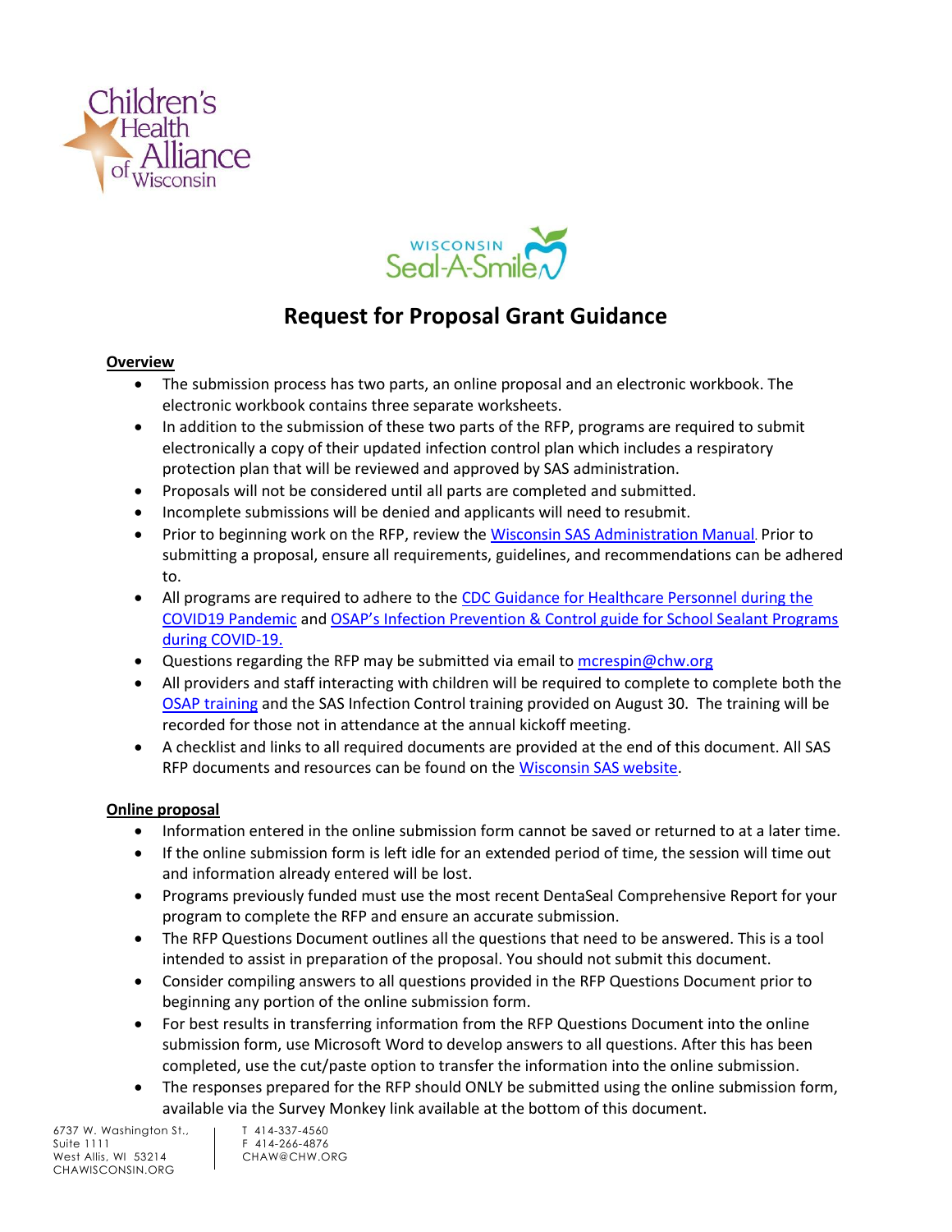# Request for Proposal Grant Guidance

**Overview**

- The submission process has two parts, an online proposal and an electronic workbook. The electronic workbook contains three separate worksheets.
- In addition to the submission of these two parts of the RFP, programs are required to submit electronically a copy of their updated infection control plan which includes a respiratory protection plan that will be reviewed and approved by SAS administration.
- Proposals will not be considered until all parts are completed and submitted.
- Incomplete submissions will be denied and applicants will need to resubmit.
- Prior to beginning work on the RFP, review the Wisconsin SAS Administration Manual. Prior to submitting a proposal, ensure all requirements, guidelines, and recommendations can be adhered to.
- All programs are required to adhere to the CDC Guidance for Healthcare Personnel during the COVID19 Pandemic and OSAP's Infection Prevention & Control guide for School Sealant Programs during COVID-19.
- Questions regarding the RFP may be submitted via email to mcrespin@chw.org
- All providers and staff interacting with children will be required to complete to complete both the OSAP training and the SAS Infection Control training provided on August 30. The training will be recorded for those not in attendance at the annual kickoff meeting.
- A checklist and links to all required documents are provided at the end of this document. All SAS RFP documents and resources can be found on the Wisconsin SAS website.

**Online proposal**

- Information entered in the online submission form cannot be saved or returned to at a later time.
- If the online submission form is left idle for an extended period of time, the session will time out and information already entered will be lost.
- Programs previously funded must use the most recent DentaSeal Comprehensive Report for your program to complete the RFP and ensure an accurate submission.
- The RFP Questions Document outlines all the questions that need to be answered. This is a tool intended to assist in preparation of the proposal. You should not submit this document.
- Consider compiling answers to all questions provided in the RFP Questions Document prior to beginning any portion of the online submission form.
- For best results in transferring information from the RFP Questions Document into the online submission form, use Microsoft Word to develop answers to all questions. After this has been completed, use the cut/paste option to transfer the information into the online submission.
- The responses prepared for the RFP should ONLY be submitted using the online submission form, available via the Survey Monkey link available at the bottom of this document.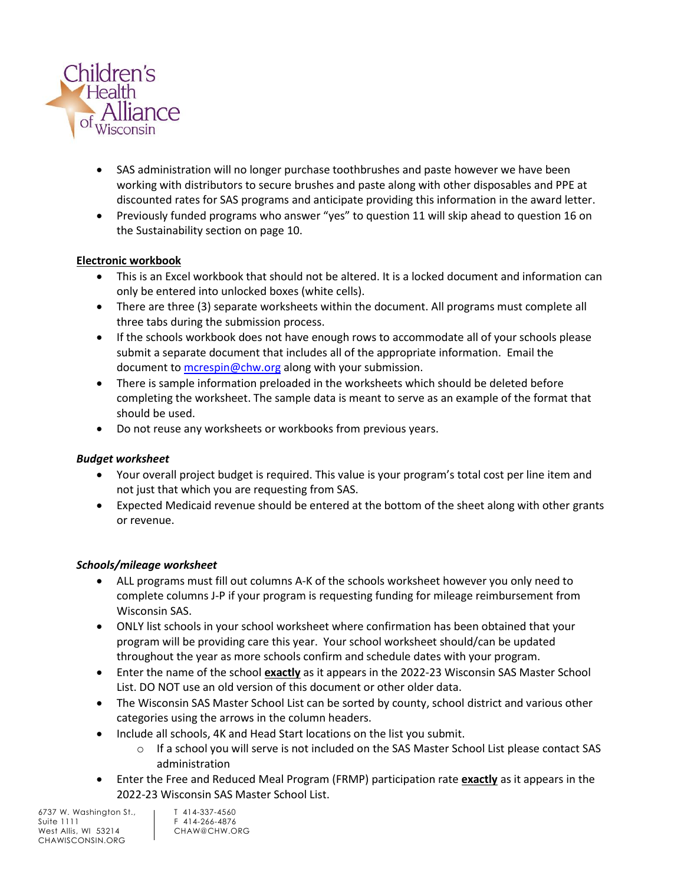- SAS administration will no longer purchase toothbrushes and paste however we have been working with distributors to secure brushes and paste along with other disposables and PPE at discounted rates for SAS programs and anticipate providing this information in the award letter.
- Previously funded programs who answer "yes" to question 11 will skip ahead to question 16 on the Sustainability section on page 10.

**<u>Electronic workbook</u>**

- This is an Excel workbook that should not be altered. It is a locked document and information can only be entered into unlocked boxes (white cells).
- There are three (3) separate worksheets within the document. All programs must complete all three tabs during the submission process.
- If the schools workbook does not have enough rows to accommodate all of your schools please submit a separate document that includes all of the appropriate information. Email the document to mcrespin@chw.org along with your submission.
- There is sample information preloaded in the worksheets which should be deleted before completing the worksheet. The sample data is meant to serve as an example of the format that should be used.
- Do not reuse any worksheets or workbooks from previous years.

***Budget worksheet***

- Your overall project budget is required. This value is your program's total cost per line item and not just that which you are requesting from SAS.
- Expected Medicaid revenue should be entered at the bottom of the sheet along with other grants or revenue.

***Schools/mileage worksheet***

- ALL programs must fill out columns A-K of the schools worksheet however you only need to complete columns J-P if your program is requesting funding for mileage reimbursement from Wisconsin SAS.
- ONLY list schools in your school worksheet where confirmation has been obtained that your program will be providing care this year. Your school worksheet should/can be updated throughout the year as more schools confirm and schedule dates with your program.
- Enter the name of the school **<u>exactly</u>** as it appears in the 2022-23 Wisconsin SAS Master School List. DO NOT use an old version of this document or other older data.
- The Wisconsin SAS Master School List can be sorted by county, school district and various other categories using the arrows in the column headers.
- Include all schools, 4K and Head Start locations on the list you submit.
  - If a school you will serve is not included on the SAS Master School List please contact SAS administration
- Enter the Free and Reduced Meal Program (FRMP) participation rate **<u>exactly</u>** as it appears in the 2022-23 Wisconsin SAS Master School List.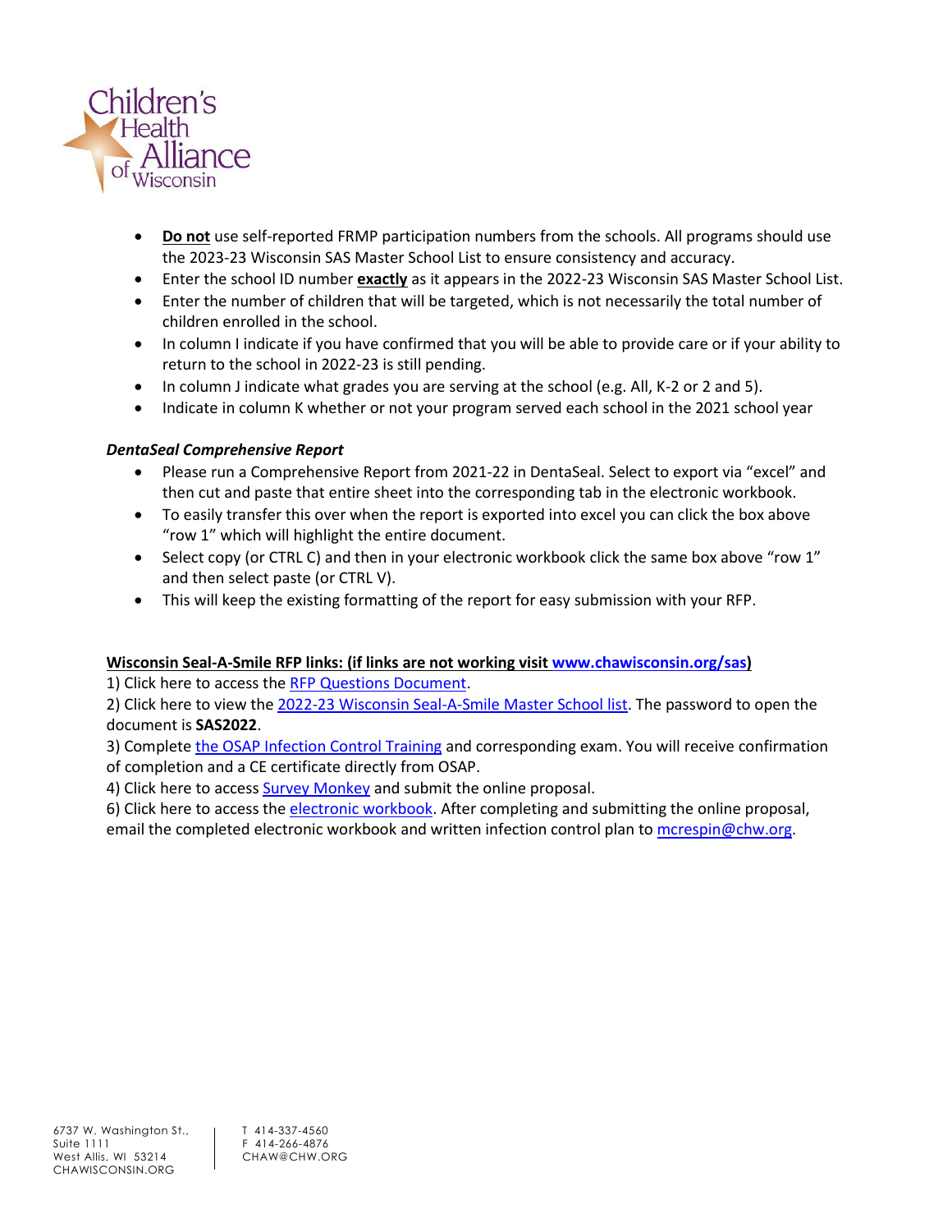- **Do not** use self-reported FRMP participation numbers from the schools. All programs should use the 2023-23 Wisconsin SAS Master School List to ensure consistency and accuracy.
- Enter the school ID number **exactly** as it appears in the 2022-23 Wisconsin SAS Master School List.
- Enter the number of children that will be targeted, which is not necessarily the total number of children enrolled in the school.
- In column I indicate if you have confirmed that you will be able to provide care or if your ability to return to the school in 2022-23 is still pending.
- In column J indicate what grades you are serving at the school (e.g. All, K-2 or 2 and 5).
- Indicate in column K whether or not your program served each school in the 2021 school year

***DentaSeal Comprehensive Report***

- Please run a Comprehensive Report from 2021-22 in DentaSeal. Select to export via "excel" and then cut and paste that entire sheet into the corresponding tab in the electronic workbook.
- To easily transfer this over when the report is exported into excel you can click the box above "row 1" which will highlight the entire document.
- Select copy (or CTRL C) and then in your electronic workbook click the same box above "row 1" and then select paste (or CTRL V).
- This will keep the existing formatting of the report for easy submission with your RFP.

**Wisconsin Seal-A-Smile RFP links: (if links are not working visit www.chawisconsin.org/sas)**

1) Click here to access the RFP Questions Document.

2) Click here to view the 2022-23 Wisconsin Seal-A-Smile Master School list. The password to open the document is **SAS2022**.

3) Complete the OSAP Infection Control Training and corresponding exam. You will receive confirmation of completion and a CE certificate directly from OSAP.

4) Click here to access Survey Monkey and submit the online proposal.

6) Click here to access the electronic workbook. After completing and submitting the online proposal, email the completed electronic workbook and written infection control plan to mcrespin@chw.org.